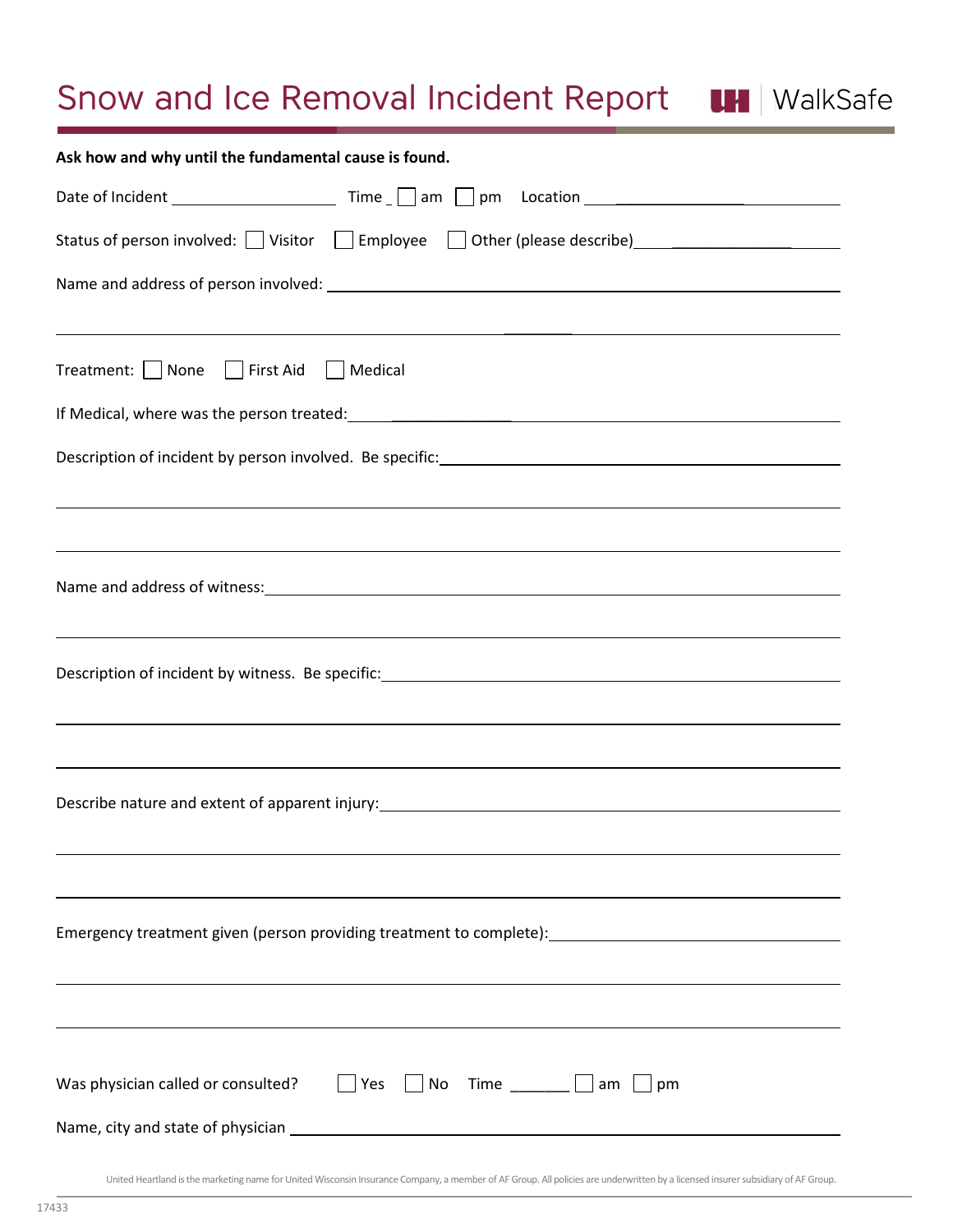# Snow and Ice Removal Incident Report

UH | WalkSafe

**Ask how and why until the fundamental cause is found.**

Date of Incident ____________________ Time __ ☐ am ☐ pm Location ______________________________

Status of person involved: ☐ Visitor ☐ Employee ☐ Other (please describe) ______________________

Name and address of person involved: ____________________________________________________

__________________________________________________________________________________

Treatment: ☐ None ☐ First Aid ☐ Medical

If Medical, where was the person treated: ___________________________________________________

Description of incident by person involved. Be specific: _________________________________________

__________________________________________________________________________________

__________________________________________________________________________________

Name and address of witness: _____________________________________________________________

__________________________________________________________________________________

Description of incident by witness. Be specific: _______________________________________________

__________________________________________________________________________________

__________________________________________________________________________________

Describe nature and extent of apparent injury: ________________________________________________

__________________________________________________________________________________

__________________________________________________________________________________

Emergency treatment given (person providing treatment to complete): ____________________________

__________________________________________________________________________________

__________________________________________________________________________________

Was physician called or consulted? ☐ Yes ☐ No Time _______ ☐ am ☐ pm

Name, city and state of physician __________________________________________________________

United Heartland is the marketing name for United Wisconsin Insurance Company, a member of AF Group. All policies are underwritten by a licensed insurer subsidiary of AF Group.

17433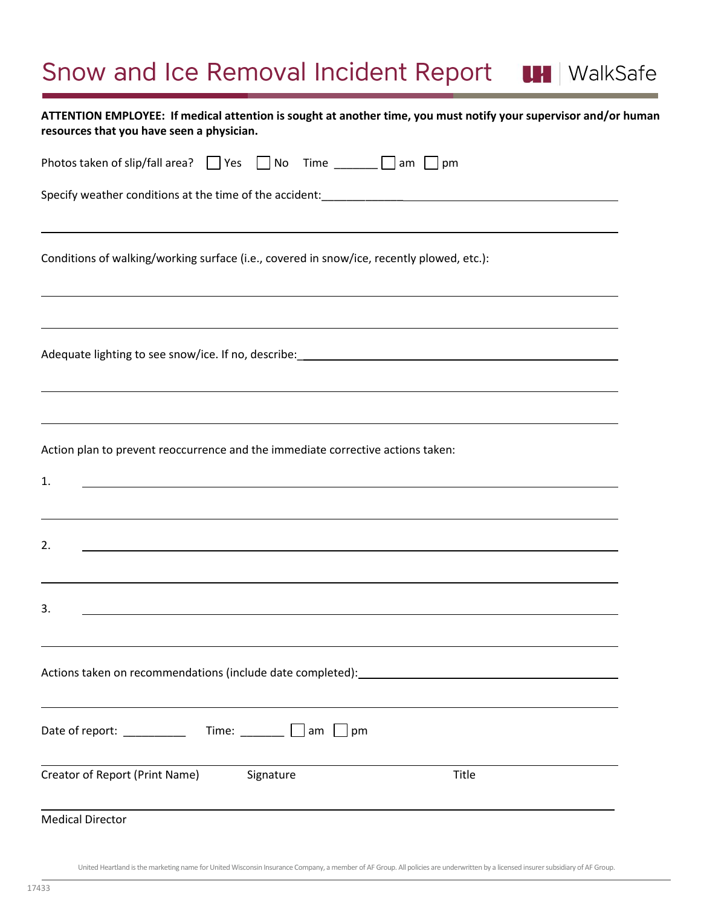# Snow and Ice Removal Incident Report

UH | WalkSafe

**ATTENTION EMPLOYEE: If medical attention is sought at another time, you must notify your supervisor and/or human resources that you have seen a physician.**

Photos taken of slip/fall area? ☐ Yes ☐ No Time _______ ☐ am ☐ pm

Specify weather conditions at the time of the accident:______________________________________________

______________________________________________________________________________

Conditions of walking/working surface (i.e., covered in snow/ice, recently plowed, etc.):

______________________________________________________________________________

______________________________________________________________________________

Adequate lighting to see snow/ice. If no, describe:______________________________________________

______________________________________________________________________________

______________________________________________________________________________

Action plan to prevent reoccurrence and the immediate corrective actions taken:

1. ____________________________________________________________________________

______________________________________________________________________________

2. ____________________________________________________________________________

______________________________________________________________________________

3. ____________________________________________________________________________

______________________________________________________________________________

Actions taken on recommendations (include date completed):_______________________________

______________________________________________________________________________

Date of report: __________ Time: _______ ☐ am ☐ pm

______________________________________________________________________________

Creator of Report (Print Name) Signature Title

______________________________________________________________________________

Medical Director

United Heartland is the marketing name for United Wisconsin Insurance Company, a member of AF Group. All policies are underwritten by a licensed insurer subsidiary of AF Group.

17433